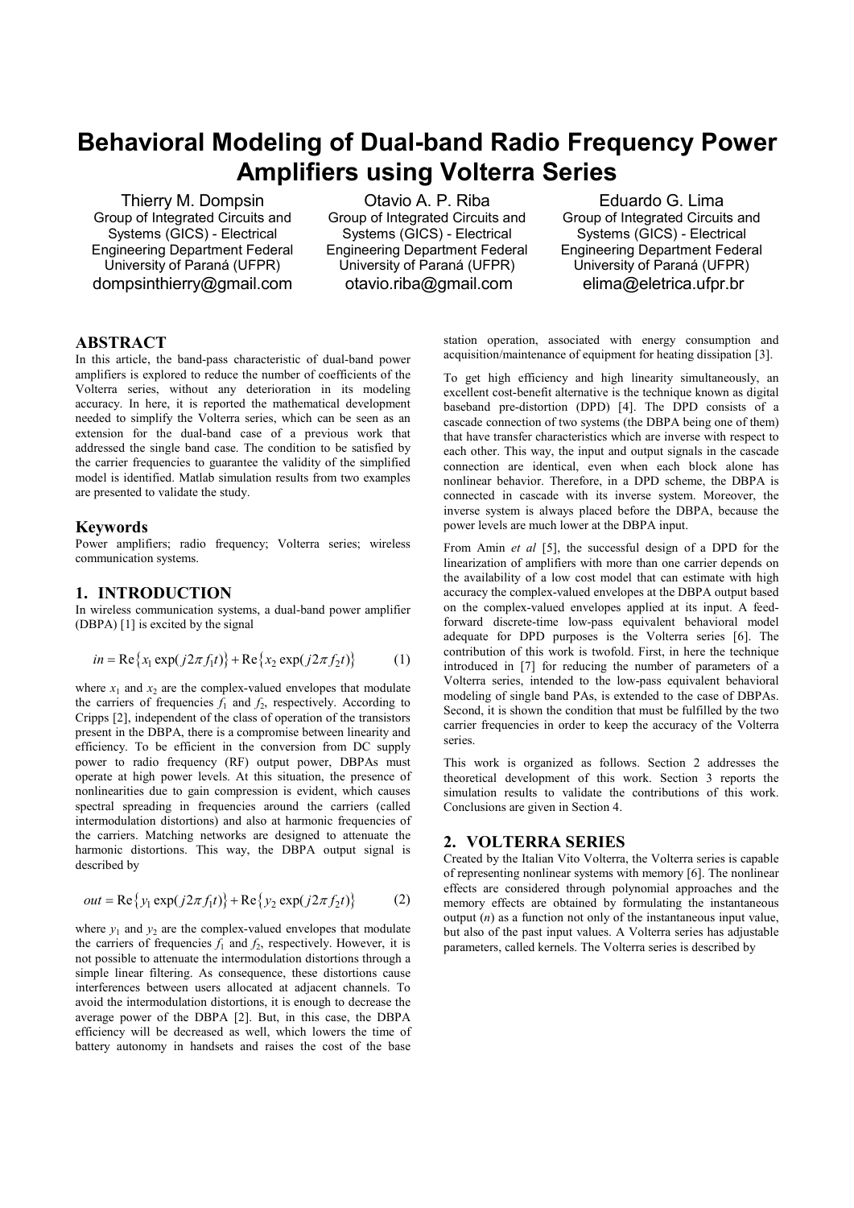# Behavioral Modeling of Dual-band Radio Frequency Power Amplifiers using Volterra Series

Thierry M. Dompsin
Group of Integrated Circuits and Systems (GICS) - Electrical Engineering Department Federal University of Paraná (UFPR)
dompsinthierry@gmail.com

Otavio A. P. Riba
Group of Integrated Circuits and Systems (GICS) - Electrical Engineering Department Federal University of Paraná (UFPR)
otavio.riba@gmail.com

Eduardo G. Lima
Group of Integrated Circuits and Systems (GICS) - Electrical Engineering Department Federal University of Paraná (UFPR)
elima@eletrica.ufpr.br

## ABSTRACT

In this article, the band-pass characteristic of dual-band power amplifiers is explored to reduce the number of coefficients of the Volterra series, without any deterioration in its modeling accuracy. In here, it is reported the mathematical development needed to simplify the Volterra series, which can be seen as an extension for the dual-band case of a previous work that addressed the single band case. The condition to be satisfied by the carrier frequencies to guarantee the validity of the simplified model is identified. Matlab simulation results from two examples are presented to validate the study.

## Keywords

Power amplifiers; radio frequency; Volterra series; wireless communication systems.

## 1. INTRODUCTION

In wireless communication systems, a dual-band power amplifier (DBPA) [1] is excited by the signal

$$in = \text{Re}\{x_1 \exp(j2\pi f_1 t)\} + \text{Re}\{x_2 \exp(j2\pi f_2 t)\} \qquad (1)$$

where $x_1$ and $x_2$ are the complex-valued envelopes that modulate the carriers of frequencies $f_1$ and $f_2$, respectively. According to Cripps [2], independent of the class of operation of the transistors present in the DBPA, there is a compromise between linearity and efficiency. To be efficient in the conversion from DC supply power to radio frequency (RF) output power, DBPAs must operate at high power levels. At this situation, the presence of nonlinearities due to gain compression is evident, which causes spectral spreading in frequencies around the carriers (called intermodulation distortions) and also at harmonic frequencies of the carriers. Matching networks are designed to attenuate the harmonic distortions. This way, the DBPA output signal is described by

$$out = \text{Re}\{y_1 \exp(j2\pi f_1 t)\} + \text{Re}\{y_2 \exp(j2\pi f_2 t)\} \qquad (2)$$

where $y_1$ and $y_2$ are the complex-valued envelopes that modulate the carriers of frequencies $f_1$ and $f_2$, respectively. However, it is not possible to attenuate the intermodulation distortions through a simple linear filtering. As consequence, these distortions cause interferences between users allocated at adjacent channels. To avoid the intermodulation distortions, it is enough to decrease the average power of the DBPA [2]. But, in this case, the DBPA efficiency will be decreased as well, which lowers the time of battery autonomy in handsets and raises the cost of the base station operation, associated with energy consumption and acquisition/maintenance of equipment for heating dissipation [3].

To get high efficiency and high linearity simultaneously, an excellent cost-benefit alternative is the technique known as digital baseband pre-distortion (DPD) [4]. The DPD consists of a cascade connection of two systems (the DBPA being one of them) that have transfer characteristics which are inverse with respect to each other. This way, the input and output signals in the cascade connection are identical, even when each block alone has nonlinear behavior. Therefore, in a DPD scheme, the DBPA is connected in cascade with its inverse system. Moreover, the inverse system is always placed before the DBPA, because the power levels are much lower at the DBPA input.

From Amin *et al* [5], the successful design of a DPD for the linearization of amplifiers with more than one carrier depends on the availability of a low cost model that can estimate with high accuracy the complex-valued envelopes at the DBPA output based on the complex-valued envelopes applied at its input. A feed-forward discrete-time low-pass equivalent behavioral model adequate for DPD purposes is the Volterra series [6]. The contribution of this work is twofold. First, in here the technique introduced in [7] for reducing the number of parameters of a Volterra series, intended to the low-pass equivalent behavioral modeling of single band PAs, is extended to the case of DBPAs. Second, it is shown the condition that must be fulfilled by the two carrier frequencies in order to keep the accuracy of the Volterra series.

This work is organized as follows. Section 2 addresses the theoretical development of this work. Section 3 reports the simulation results to validate the contributions of this work. Conclusions are given in Section 4.

## 2. VOLTERRA SERIES

Created by the Italian Vito Volterra, the Volterra series is capable of representing nonlinear systems with memory [6]. The nonlinear effects are considered through polynomial approaches and the memory effects are obtained by formulating the instantaneous output ($n$) as a function not only of the instantaneous input value, but also of the past input values. A Volterra series has adjustable parameters, called kernels. The Volterra series is described by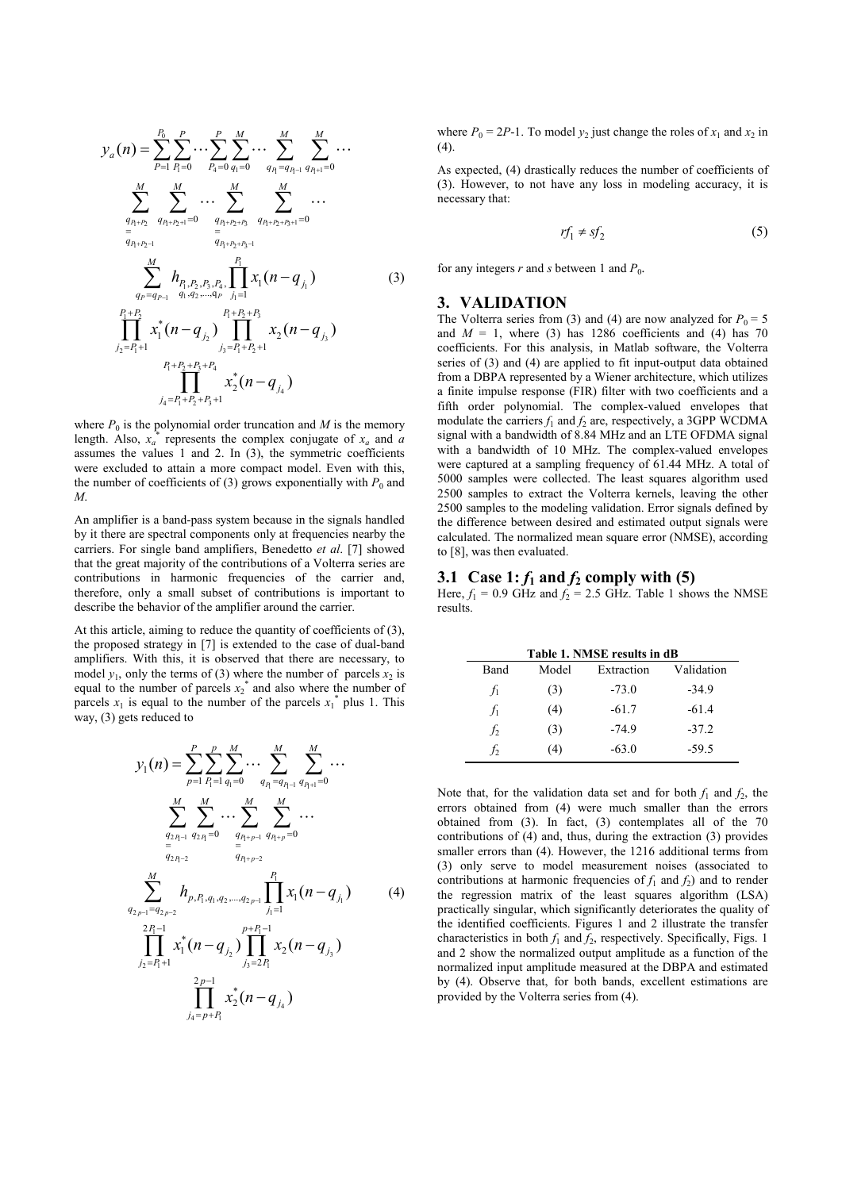$$
\begin{aligned}
y_a(n) = & \sum_{P=1}^{P_0} \sum_{P_1=0}^{P} \cdots \sum_{P_4=0}^{P} \sum_{q_1=0}^{M} \cdots \sum_{q_{P_1}=q_{P_1-1}}^{M} \sum_{q_{P_1+1}=0}^{M} \cdots \\
& \sum_{q_{P_1+P_2}=q_{P_1+P_2-1}}^{M} \sum_{q_{P_1+P_2+1}=0}^{M} \cdots \sum_{q_{P_1+P_2+P_3}=q_{P_1+P_2+P_3-1}}^{M} \sum_{q_{P_1+P_2+P_3+1}=0}^{M} \cdots \\
& \sum_{q_P=q_{P-1}}^{M} h_{P_1,P_2,P_3,P_4,q_1,q_2,\ldots,q_P} \prod_{j_1=1}^{P_1} x_1(n-q_{j_1}) \\
& \prod_{j_2=P_1+1}^{P_1+P_2} x_1^*(n-q_{j_2}) \prod_{j_3=P_1+P_2+1}^{P_1+P_2+P_3} x_2(n-q_{j_3}) \\
& \prod_{j_4=P_1+P_2+P_3+1}^{P_1+P_2+P_3+P_4} x_2^*(n-q_{j_4})
\end{aligned}
\tag{3}
$$

where $P_0$ is the polynomial order truncation and $M$ is the memory length. Also, $x_a^*$ represents the complex conjugate of $x_a$ and $a$ assumes the values 1 and 2. In (3), the symmetric coefficients were excluded to attain a more compact model. Even with this, the number of coefficients of (3) grows exponentially with $P_0$ and $M$.

An amplifier is a band-pass system because in the signals handled by it there are spectral components only at frequencies nearby the carriers. For single band amplifiers, Benedetto *et al*. [7] showed that the great majority of the contributions of a Volterra series are contributions in harmonic frequencies of the carrier and, therefore, only a small subset of contributions is important to describe the behavior of the amplifier around the carrier.

At this article, aiming to reduce the quantity of coefficients of (3), the proposed strategy in [7] is extended to the case of dual-band amplifiers. With this, it is observed that there are necessary, to model $y_1$, only the terms of (3) where the number of parcels $x_2$ is equal to the number of parcels $x_2^*$ and also where the number of parcels $x_1$ is equal to the number of the parcels $x_1^*$ plus 1. This way, (3) gets reduced to

$$
\begin{aligned}
y_1(n) = & \sum_{p=1}^{P} \sum_{P_1=1}^{p} \sum_{q_1=0}^{M} \cdots \sum_{q_{P_1}=q_{P_1-1}}^{M} \sum_{q_{P_1+1}=0}^{M} \cdots \\
& \sum_{q_{2P_1-1}=q_{2P_1-2}}^{M} \sum_{q_{2P_1}=0}^{M} \cdots \sum_{q_{P_1+p-1}=q_{P_1+p-2}}^{M} \sum_{q_{P_1+p}=0}^{M} \cdots \\
& \sum_{q_{2p-1}=q_{2p-2}}^{M} h_{p,P_1,q_1,q_2,\ldots,q_{2p-1}} \prod_{j_1=1}^{P_1} x_1(n-q_{j_1}) \\
& \prod_{j_2=P_1+1}^{2P_1-1} x_1^*(n-q_{j_2}) \prod_{j_3=2P_1}^{p+P_1-1} x_2(n-q_{j_3}) \\
& \prod_{j_4=p+P_1}^{2p-1} x_2^*(n-q_{j_4})
\end{aligned}
\tag{4}
$$

where $P_0 = 2P$-1. To model $y_2$ just change the roles of $x_1$ and $x_2$ in (4).

As expected, (4) drastically reduces the number of coefficients of (3). However, to not have any loss in modeling accuracy, it is necessary that:

$$
rf_1 \neq sf_2 \tag{5}
$$

for any integers $r$ and $s$ between 1 and $P_0$.

## 3. VALIDATION

The Volterra series from (3) and (4) are now analyzed for $P_0 = 5$ and $M = 1$, where (3) has 1286 coefficients and (4) has 70 coefficients. For this analysis, in Matlab software, the Volterra series of (3) and (4) are applied to fit input-output data obtained from a DBPA represented by a Wiener architecture, which utilizes a finite impulse response (FIR) filter with two coefficients and a fifth order polynomial. The complex-valued envelopes that modulate the carriers $f_1$ and $f_2$ are, respectively, a 3GPP WCDMA signal with a bandwidth of 8.84 MHz and an LTE OFDMA signal with a bandwidth of 10 MHz. The complex-valued envelopes were captured at a sampling frequency of 61.44 MHz. A total of 5000 samples were collected. The least squares algorithm used 2500 samples to extract the Volterra kernels, leaving the other 2500 samples to the modeling validation. Error signals defined by the difference between desired and estimated output signals were calculated. The normalized mean square error (NMSE), according to [8], was then evaluated.

### 3.1 Case 1: $f_1$ and $f_2$ comply with (5)

Here, $f_1$ = 0.9 GHz and $f_2$ = 2.5 GHz. Table 1 shows the NMSE results.

**Table 1. NMSE results in dB**

| Band | Model | Extraction | Validation |
|---|---|---|---|
| $f_1$ | (3) | -73.0 | -34.9 |
| $f_1$ | (4) | -61.7 | -61.4 |
| $f_2$ | (3) | -74.9 | -37.2 |
| $f_2$ | (4) | -63.0 | -59.5 |

Note that, for the validation data set and for both $f_1$ and $f_2$, the errors obtained from (4) were much smaller than the errors obtained from (3). In fact, (3) contemplates all of the 70 contributions of (4) and, thus, during the extraction (3) provides smaller errors than (4). However, the 1216 additional terms from (3) only serve to model measurement noises (associated to contributions at harmonic frequencies of $f_1$ and $f_2$) and to render the regression matrix of the least squares algorithm (LSA) practically singular, which significantly deteriorates the quality of the identified coefficients. Figures 1 and 2 illustrate the transfer characteristics in both $f_1$ and $f_2$, respectively. Specifically, Figs. 1 and 2 show the normalized output amplitude as a function of the normalized input amplitude measured at the DBPA and estimated by (4). Observe that, for both bands, excellent estimations are provided by the Volterra series from (4).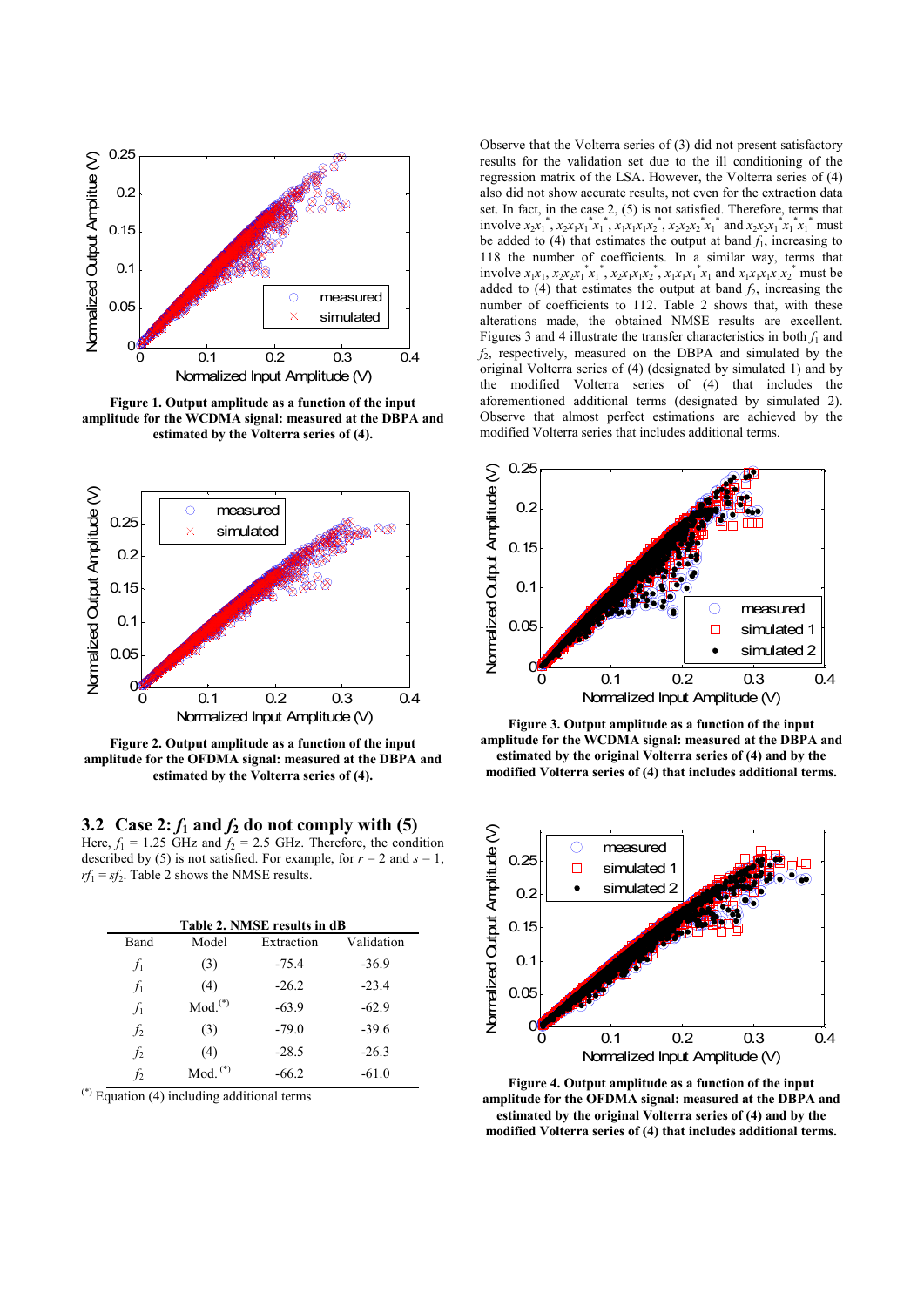Figure 1. Output amplitude as a function of the input amplitude for the WCDMA signal: measured at the DBPA and estimated by the Volterra series of (4).

Figure 2. Output amplitude as a function of the input amplitude for the OFDMA signal: measured at the DBPA and estimated by the Volterra series of (4).

## 3.2 Case 2: $f_1$ and $f_2$ do not comply with (5)

Here, $f_1$ = 1.25 GHz and $f_2$ = 2.5 GHz. Therefore, the condition described by (5) is not satisfied. For example, for $r = 2$ and $s = 1$, $rf_1 = sf_2$. Table 2 shows the NMSE results.

**Table 2. NMSE results in dB**

| Band | Model | Extraction | Validation |
|---|---|---|---|
| $f_1$ | (3) | -75.4 | -36.9 |
| $f_1$ | (4) | -26.2 | -23.4 |
| $f_1$ | Mod.(*) | -63.9 | -62.9 |
| $f_2$ | (3) | -79.0 | -39.6 |
| $f_2$ | (4) | -28.5 | -26.3 |
| $f_2$ | Mod. (*) | -66.2 | -61.0 |

(*) Equation (4) including additional terms

Observe that the Volterra series of (3) did not present satisfactory results for the validation set due to the ill conditioning of the regression matrix of the LSA. However, the Volterra series of (4) also did not show accurate results, not even for the extraction data set. In fact, in the case 2, (5) is not satisfied. Therefore, terms that involve $x_2x_1^*$, $x_2x_1x_1^*x_1^*$, $x_1x_1x_1x_2^*$, $x_2x_2x_2^*x_1^*$ and $x_2x_2x_1^*x_1^*x_1^*$ must be added to (4) that estimates the output at band $f_1$, increasing to 118 the number of coefficients. In a similar way, terms that involve $x_1x_1$, $x_2x_2x_1^*x_1^*$, $x_2x_1x_1x_2^*$, $x_1x_1x_1^*x_1$ and $x_1x_1x_1x_1x_2^*$ must be added to (4) that estimates the output at band $f_2$, increasing the number of coefficients to 112. Table 2 shows that, with these alterations made, the obtained NMSE results are excellent. Figures 3 and 4 illustrate the transfer characteristics in both $f_1$ and $f_2$, respectively, measured on the DBPA and simulated by the original Volterra series of (4) (designated by simulated 1) and by the modified Volterra series of (4) that includes the aforementioned additional terms (designated by simulated 2). Observe that almost perfect estimations are achieved by the modified Volterra series that includes additional terms.

Figure 3. Output amplitude as a function of the input amplitude for the WCDMA signal: measured at the DBPA and estimated by the original Volterra series of (4) and by the modified Volterra series of (4) that includes additional terms.

Figure 4. Output amplitude as a function of the input amplitude for the OFDMA signal: measured at the DBPA and estimated by the original Volterra series of (4) and by the modified Volterra series of (4) that includes additional terms.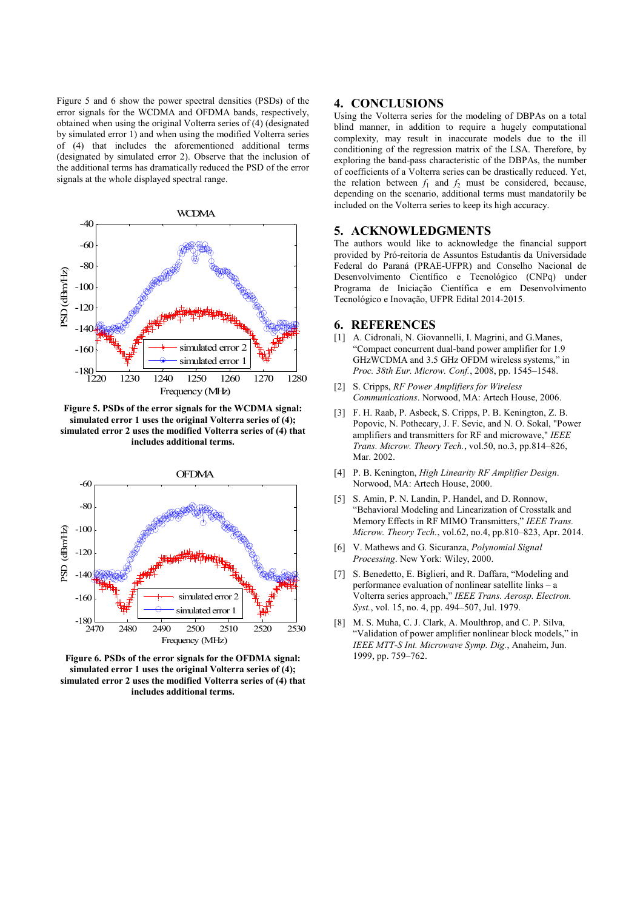Figure 5 and 6 show the power spectral densities (PSDs) of the error signals for the WCDMA and OFDMA bands, respectively, obtained when using the original Volterra series of (4) (designated by simulated error 1) and when using the modified Volterra series of (4) that includes the aforementioned additional terms (designated by simulated error 2). Observe that the inclusion of the additional terms has dramatically reduced the PSD of the error signals at the whole displayed spectral range.

WCDMA

PSD (dBm/Hz)

-40
-60
-80
-100
-120
-140
-160
-180

1220 1230 1240 1250 1260 1270 1280

Frequency (MHz)

simulated error 2
simulated error 1

**Figure 5. PSDs of the error signals for the WCDMA signal: simulated error 1 uses the original Volterra series of (4); simulated error 2 uses the modified Volterra series of (4) that includes additional terms.**

OFDMA

PSD (dBm/Hz)

-60
-80
-100
-120
-140
-160
-180

2470 2480 2490 2500 2510 2520 2530

Frequency (MHz)

simulated error 2
simulated error 1

**Figure 6. PSDs of the error signals for the OFDMA signal: simulated error 1 uses the original Volterra series of (4); simulated error 2 uses the modified Volterra series of (4) that includes additional terms.**

## 4. CONCLUSIONS

Using the Volterra series for the modeling of DBPAs on a total blind manner, in addition to require a hugely computational complexity, may result in inaccurate models due to the ill conditioning of the regression matrix of the LSA. Therefore, by exploring the band-pass characteristic of the DBPAs, the number of coefficients of a Volterra series can be drastically reduced. Yet, the relation between $f_1$ and $f_2$ must be considered, because, depending on the scenario, additional terms must mandatorily be included on the Volterra series to keep its high accuracy.

## 5. ACKNOWLEDGMENTS

The authors would like to acknowledge the financial support provided by Pró-reitoria de Assuntos Estudantis da Universidade Federal do Paraná (PRAE-UFPR) and Conselho Nacional de Desenvolvimento Científico e Tecnológico (CNPq) under Programa de Iniciação Científica e em Desenvolvimento Tecnológico e Inovação, UFPR Edital 2014-2015.

## 6. REFERENCES

[1] A. Cidronali, N. Giovannelli, I. Magrini, and G.Manes, "Compact concurrent dual-band power amplifier for 1.9 GHzWCDMA and 3.5 GHz OFDM wireless systems," in *Proc. 38th Eur. Microw. Conf.*, 2008, pp. 1545–1548.

[2] S. Cripps, *RF Power Amplifiers for Wireless Communications*. Norwood, MA: Artech House, 2006.

[3] F. H. Raab, P. Asbeck, S. Cripps, P. B. Kenington, Z. B. Popovic, N. Pothecary, J. F. Sevic, and N. O. Sokal, "Power amplifiers and transmitters for RF and microwave," *IEEE Trans. Microw. Theory Tech.*, vol.50, no.3, pp.814–826, Mar. 2002.

[4] P. B. Kenington, *High Linearity RF Amplifier Design*. Norwood, MA: Artech House, 2000.

[5] S. Amin, P. N. Landin, P. Handel, and D. Ronnow, "Behavioral Modeling and Linearization of Crosstalk and Memory Effects in RF MIMO Transmitters," *IEEE Trans. Microw. Theory Tech.*, vol.62, no.4, pp.810–823, Apr. 2014.

[6] V. Mathews and G. Sicuranza, *Polynomial Signal Processing*. New York: Wiley, 2000.

[7] S. Benedetto, E. Biglieri, and R. Daffara, "Modeling and performance evaluation of nonlinear satellite links – a Volterra series approach," *IEEE Trans. Aerosp. Electron. Syst.*, vol. 15, no. 4, pp. 494–507, Jul. 1979.

[8] M. S. Muha, C. J. Clark, A. Moulthrop, and C. P. Silva, "Validation of power amplifier nonlinear block models," in *IEEE MTT-S Int. Microwave Symp. Dig.*, Anaheim, Jun. 1999, pp. 759–762.